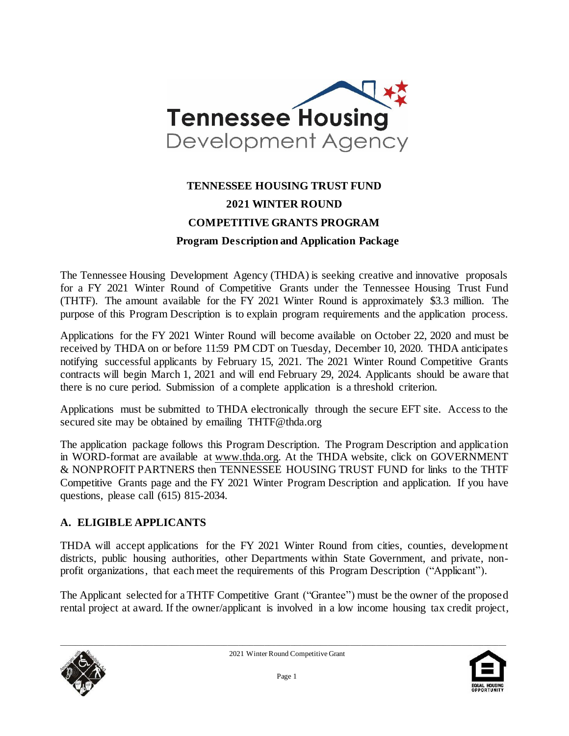# TENNESSEE HOUSING TRUST FUND
## 2021 WINTER ROUND
## COMPETITIVE GRANTS PROGRAM
### Program Description and Application Package

The Tennessee Housing Development Agency (THDA) is seeking creative and innovative proposals for a FY 2021 Winter Round of Competitive Grants under the Tennessee Housing Trust Fund (THTF). The amount available for the FY 2021 Winter Round is approximately $3.3 million. The purpose of this Program Description is to explain program requirements and the application process.

Applications for the FY 2021 Winter Round will become available on October 22, 2020 and must be received by THDA on or before 11:59 PM CDT on Tuesday, December 10, 2020. THDA anticipates notifying successful applicants by February 15, 2021. The 2021 Winter Round Competitive Grants contracts will begin March 1, 2021 and will end February 29, 2024. Applicants should be aware that there is no cure period. Submission of a complete application is a threshold criterion.

Applications must be submitted to THDA electronically through the secure EFT site. Access to the secured site may be obtained by emailing THTF@thda.org

The application package follows this Program Description. The Program Description and application in WORD-format are available at www.thda.org. At the THDA website, click on GOVERNMENT & NONPROFIT PARTNERS then TENNESSEE HOUSING TRUST FUND for links to the THTF Competitive Grants page and the FY 2021 Winter Program Description and application. If you have questions, please call (615) 815-2034.

## A. ELIGIBLE APPLICANTS

THDA will accept applications for the FY 2021 Winter Round from cities, counties, development districts, public housing authorities, other Departments within State Government, and private, non-profit organizations, that each meet the requirements of this Program Description ("Applicant").

The Applicant selected for a THTF Competitive Grant ("Grantee") must be the owner of the proposed rental project at award. If the owner/applicant is involved in a low income housing tax credit project,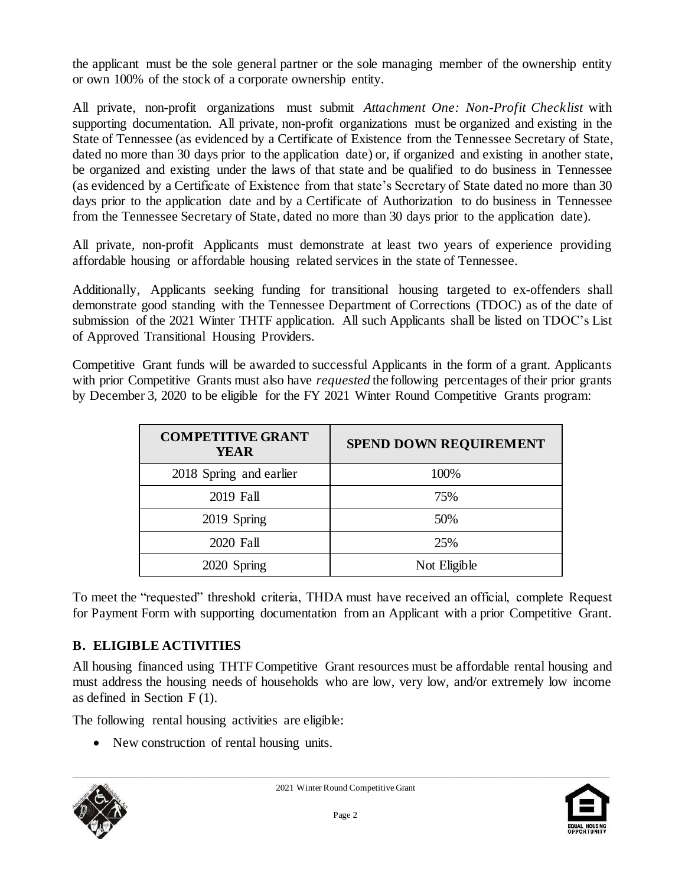the applicant must be the sole general partner or the sole managing member of the ownership entity or own 100% of the stock of a corporate ownership entity.

All private, non-profit organizations must submit *Attachment One: Non-Profit Checklist* with supporting documentation. All private, non-profit organizations must be organized and existing in the State of Tennessee (as evidenced by a Certificate of Existence from the Tennessee Secretary of State, dated no more than 30 days prior to the application date) or, if organized and existing in another state, be organized and existing under the laws of that state and be qualified to do business in Tennessee (as evidenced by a Certificate of Existence from that state's Secretary of State dated no more than 30 days prior to the application date and by a Certificate of Authorization to do business in Tennessee from the Tennessee Secretary of State, dated no more than 30 days prior to the application date).

All private, non-profit Applicants must demonstrate at least two years of experience providing affordable housing or affordable housing related services in the state of Tennessee.

Additionally, Applicants seeking funding for transitional housing targeted to ex-offenders shall demonstrate good standing with the Tennessee Department of Corrections (TDOC) as of the date of submission of the 2021 Winter THTF application. All such Applicants shall be listed on TDOC's List of Approved Transitional Housing Providers.

Competitive Grant funds will be awarded to successful Applicants in the form of a grant. Applicants with prior Competitive Grants must also have *requested* the following percentages of their prior grants by December 3, 2020 to be eligible for the FY 2021 Winter Round Competitive Grants program:

| COMPETITIVE GRANT YEAR | SPEND DOWN REQUIREMENT |
|---|---|
| 2018 Spring and earlier | 100% |
| 2019 Fall | 75% |
| 2019 Spring | 50% |
| 2020 Fall | 25% |
| 2020 Spring | Not Eligible |

To meet the "requested" threshold criteria, THDA must have received an official, complete Request for Payment Form with supporting documentation from an Applicant with a prior Competitive Grant.

## B. ELIGIBLE ACTIVITIES

All housing financed using THTF Competitive Grant resources must be affordable rental housing and must address the housing needs of households who are low, very low, and/or extremely low income as defined in Section F (1).

The following rental housing activities are eligible:

- New construction of rental housing units.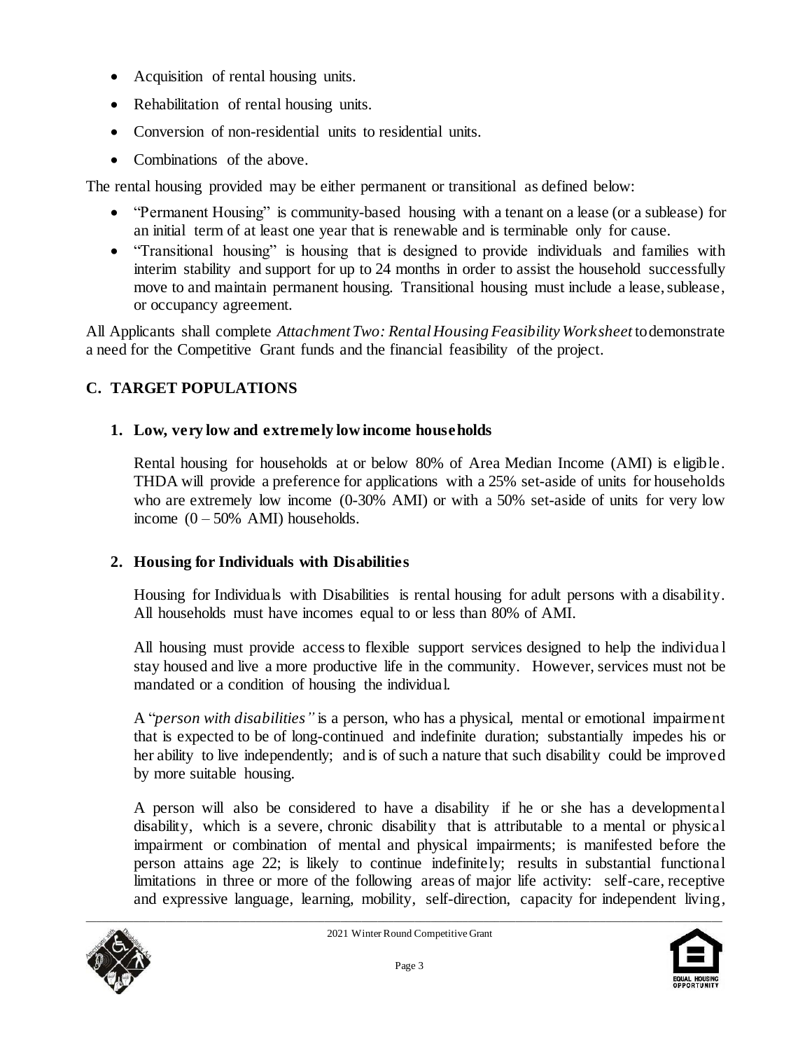- Acquisition of rental housing units.
- Rehabilitation of rental housing units.
- Conversion of non-residential units to residential units.
- Combinations of the above.

The rental housing provided may be either permanent or transitional as defined below:

- "Permanent Housing" is community-based housing with a tenant on a lease (or a sublease) for an initial term of at least one year that is renewable and is terminable only for cause.
- "Transitional housing" is housing that is designed to provide individuals and families with interim stability and support for up to 24 months in order to assist the household successfully move to and maintain permanent housing. Transitional housing must include a lease, sublease, or occupancy agreement.

All Applicants shall complete *Attachment Two: Rental Housing Feasibility Worksheet* to demonstrate a need for the Competitive Grant funds and the financial feasibility of the project.

## C. TARGET POPULATIONS

### 1. Low, very low and extremely low income households

Rental housing for households at or below 80% of Area Median Income (AMI) is eligible. THDA will provide a preference for applications with a 25% set-aside of units for households who are extremely low income (0-30% AMI) or with a 50% set-aside of units for very low income (0 – 50% AMI) households.

### 2. Housing for Individuals with Disabilities

Housing for Individuals with Disabilities is rental housing for adult persons with a disability. All households must have incomes equal to or less than 80% of AMI.

All housing must provide access to flexible support services designed to help the individual stay housed and live a more productive life in the community. However, services must not be mandated or a condition of housing the individual.

A "*person with disabilities"* is a person, who has a physical, mental or emotional impairment that is expected to be of long-continued and indefinite duration; substantially impedes his or her ability to live independently; and is of such a nature that such disability could be improved by more suitable housing.

A person will also be considered to have a disability if he or she has a developmental disability, which is a severe, chronic disability that is attributable to a mental or physical impairment or combination of mental and physical impairments; is manifested before the person attains age 22; is likely to continue indefinitely; results in substantial functional limitations in three or more of the following areas of major life activity: self-care, receptive and expressive language, learning, mobility, self-direction, capacity for independent living,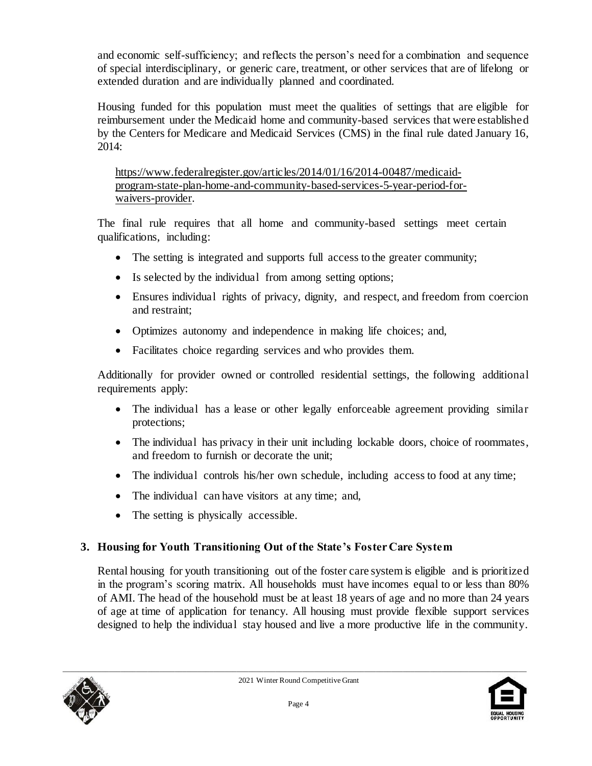and economic self-sufficiency; and reflects the person's need for a combination and sequence of special interdisciplinary, or generic care, treatment, or other services that are of lifelong or extended duration and are individually planned and coordinated.

Housing funded for this population must meet the qualities of settings that are eligible for reimbursement under the Medicaid home and community-based services that were established by the Centers for Medicare and Medicaid Services (CMS) in the final rule dated January 16, 2014:

https://www.federalregister.gov/articles/2014/01/16/2014-00487/medicaid-program-state-plan-home-and-community-based-services-5-year-period-for-waivers-provider.

The final rule requires that all home and community-based settings meet certain qualifications, including:

- The setting is integrated and supports full access to the greater community;
- Is selected by the individual from among setting options;
- Ensures individual rights of privacy, dignity, and respect, and freedom from coercion and restraint;
- Optimizes autonomy and independence in making life choices; and,
- Facilitates choice regarding services and who provides them.

Additionally for provider owned or controlled residential settings, the following additional requirements apply:

- The individual has a lease or other legally enforceable agreement providing similar protections;
- The individual has privacy in their unit including lockable doors, choice of roommates, and freedom to furnish or decorate the unit;
- The individual controls his/her own schedule, including access to food at any time;
- The individual can have visitors at any time; and,
- The setting is physically accessible.

### 3. Housing for Youth Transitioning Out of the State's Foster Care System

Rental housing for youth transitioning out of the foster care system is eligible and is prioritized in the program's scoring matrix. All households must have incomes equal to or less than 80% of AMI. The head of the household must be at least 18 years of age and no more than 24 years of age at time of application for tenancy. All housing must provide flexible support services designed to help the individual stay housed and live a more productive life in the community.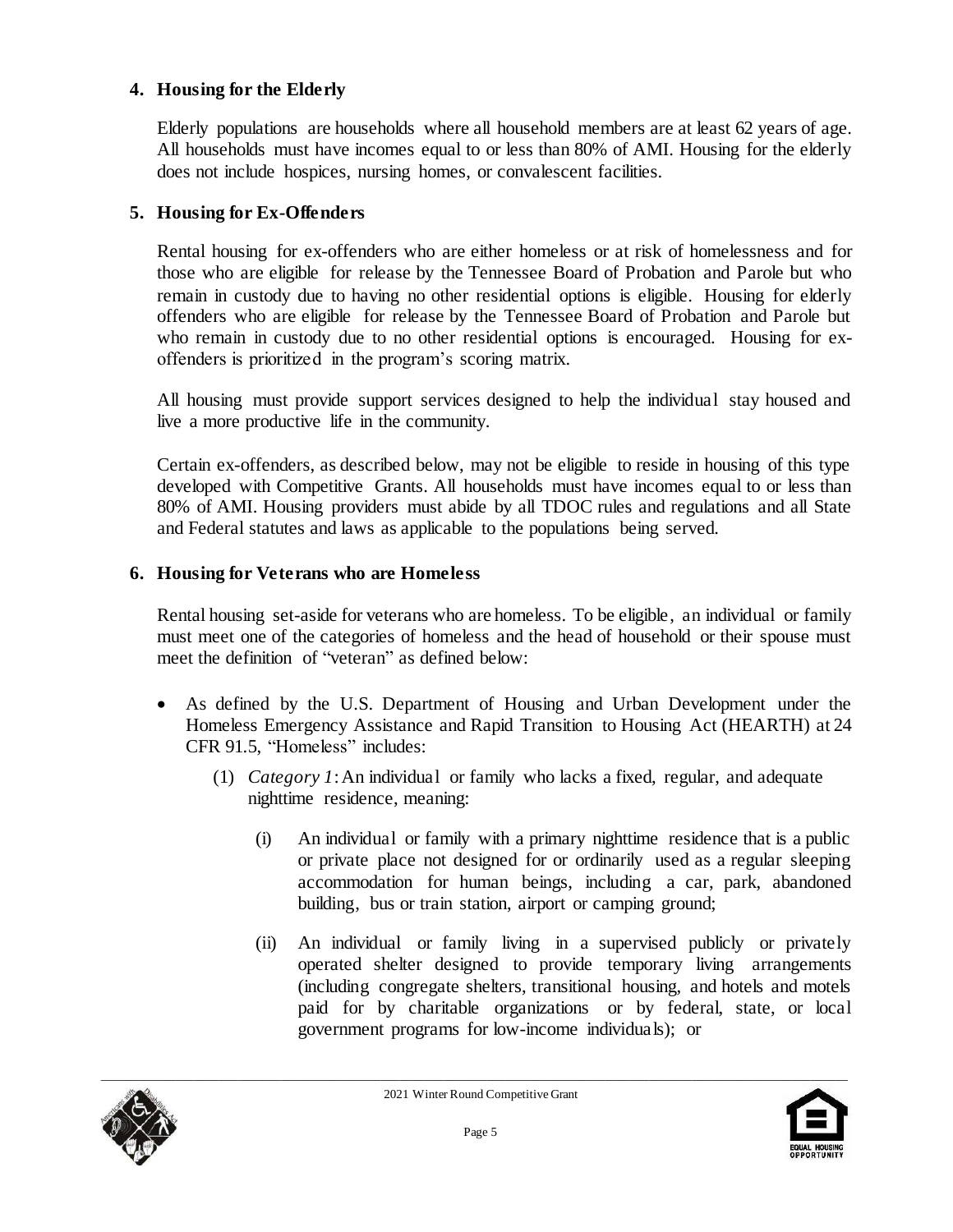**4. Housing for the Elderly**

Elderly populations are households where all household members are at least 62 years of age. All households must have incomes equal to or less than 80% of AMI. Housing for the elderly does not include hospices, nursing homes, or convalescent facilities.

**5. Housing for Ex-Offenders**

Rental housing for ex-offenders who are either homeless or at risk of homelessness and for those who are eligible for release by the Tennessee Board of Probation and Parole but who remain in custody due to having no other residential options is eligible. Housing for elderly offenders who are eligible for release by the Tennessee Board of Probation and Parole but who remain in custody due to no other residential options is encouraged. Housing for ex-offenders is prioritized in the program's scoring matrix.

All housing must provide support services designed to help the individual stay housed and live a more productive life in the community.

Certain ex-offenders, as described below, may not be eligible to reside in housing of this type developed with Competitive Grants. All households must have incomes equal to or less than 80% of AMI. Housing providers must abide by all TDOC rules and regulations and all State and Federal statutes and laws as applicable to the populations being served.

**6. Housing for Veterans who are Homeless**

Rental housing set-aside for veterans who are homeless. To be eligible, an individual or family must meet one of the categories of homeless and the head of household or their spouse must meet the definition of "veteran" as defined below:

- As defined by the U.S. Department of Housing and Urban Development under the Homeless Emergency Assistance and Rapid Transition to Housing Act (HEARTH) at 24 CFR 91.5, "Homeless" includes:
  - (1) *Category 1*: An individual or family who lacks a fixed, regular, and adequate nighttime residence, meaning:
    - (i) An individual or family with a primary nighttime residence that is a public or private place not designed for or ordinarily used as a regular sleeping accommodation for human beings, including a car, park, abandoned building, bus or train station, airport or camping ground;
    - (ii) An individual or family living in a supervised publicly or privately operated shelter designed to provide temporary living arrangements (including congregate shelters, transitional housing, and hotels and motels paid for by charitable organizations or by federal, state, or local government programs for low-income individuals); or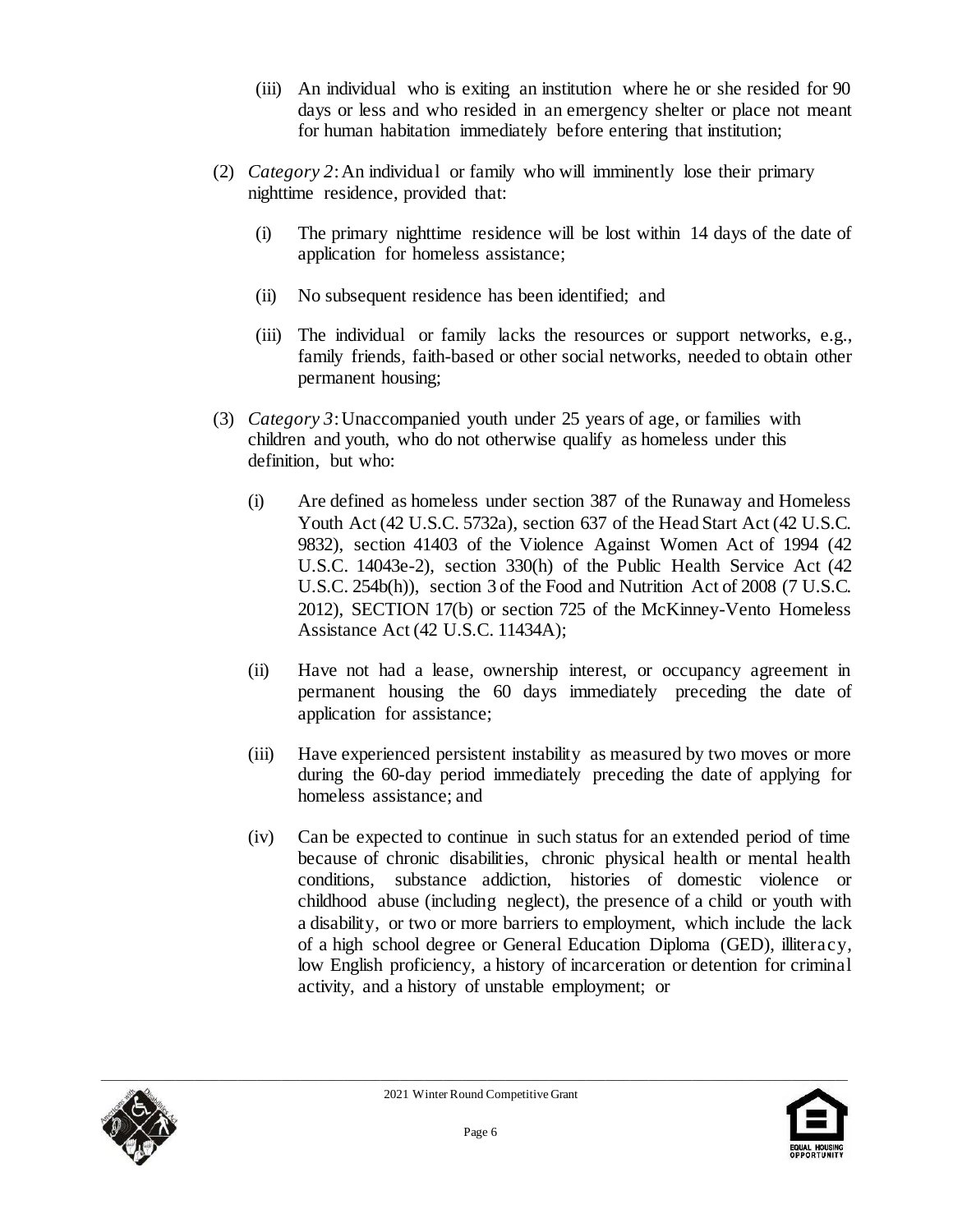(iii) An individual who is exiting an institution where he or she resided for 90 days or less and who resided in an emergency shelter or place not meant for human habitation immediately before entering that institution;

(2) *Category 2*: An individual or family who will imminently lose their primary nighttime residence, provided that:

(i) The primary nighttime residence will be lost within 14 days of the date of application for homeless assistance;

(ii) No subsequent residence has been identified; and

(iii) The individual or family lacks the resources or support networks, e.g., family friends, faith-based or other social networks, needed to obtain other permanent housing;

(3) *Category 3*: Unaccompanied youth under 25 years of age, or families with children and youth, who do not otherwise qualify as homeless under this definition, but who:

(i) Are defined as homeless under section 387 of the Runaway and Homeless Youth Act (42 U.S.C. 5732a), section 637 of the Head Start Act (42 U.S.C. 9832), section 41403 of the Violence Against Women Act of 1994 (42 U.S.C. 14043e-2), section 330(h) of the Public Health Service Act (42 U.S.C. 254b(h)), section 3 of the Food and Nutrition Act of 2008 (7 U.S.C. 2012), SECTION 17(b) or section 725 of the McKinney-Vento Homeless Assistance Act (42 U.S.C. 11434A);

(ii) Have not had a lease, ownership interest, or occupancy agreement in permanent housing the 60 days immediately preceding the date of application for assistance;

(iii) Have experienced persistent instability as measured by two moves or more during the 60-day period immediately preceding the date of applying for homeless assistance; and

(iv) Can be expected to continue in such status for an extended period of time because of chronic disabilities, chronic physical health or mental health conditions, substance addiction, histories of domestic violence or childhood abuse (including neglect), the presence of a child or youth with a disability, or two or more barriers to employment, which include the lack of a high school degree or General Education Diploma (GED), illiteracy, low English proficiency, a history of incarceration or detention for criminal activity, and a history of unstable employment; or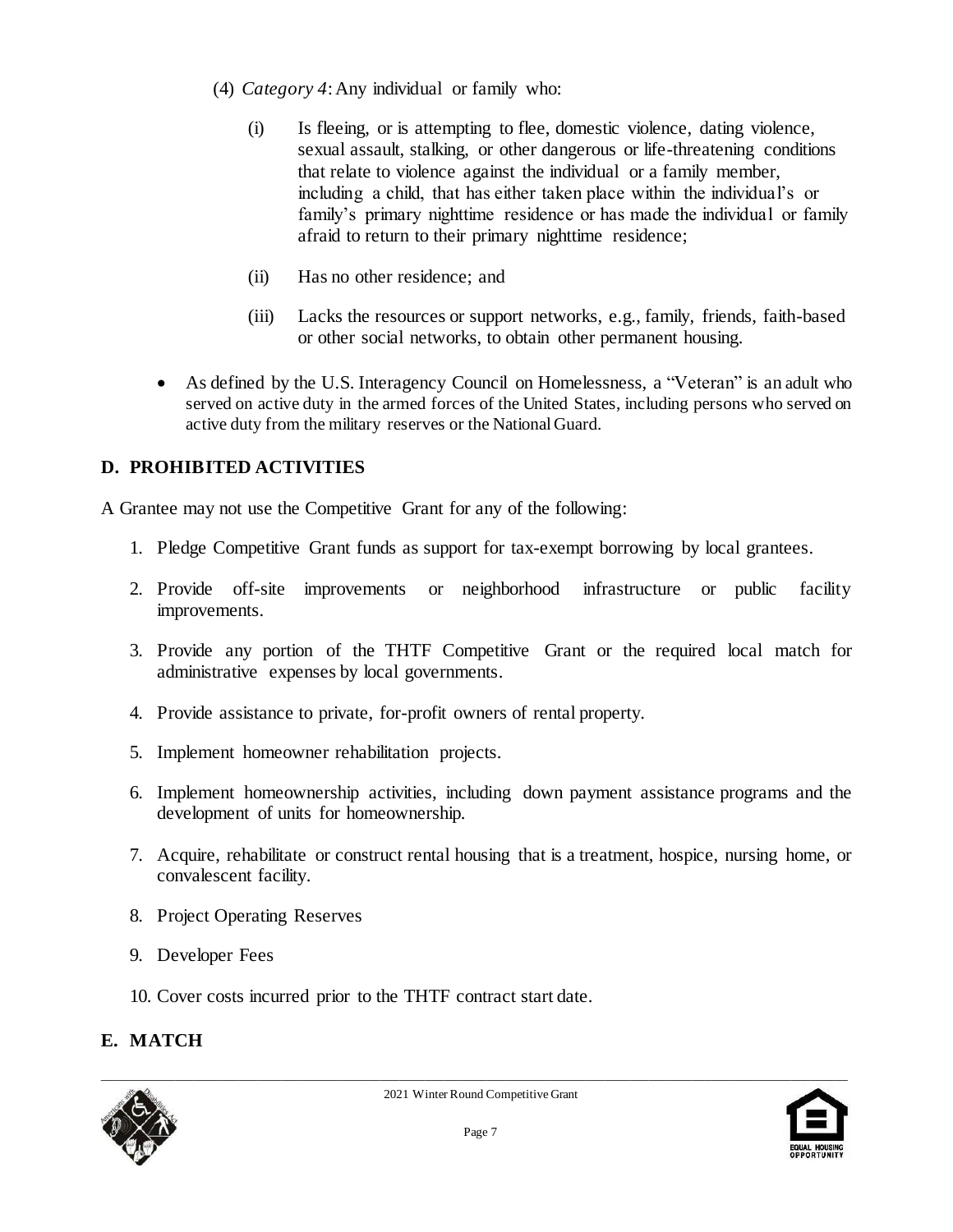(4) *Category 4*: Any individual or family who:

   (i) Is fleeing, or is attempting to flee, domestic violence, dating violence, sexual assault, stalking, or other dangerous or life-threatening conditions that relate to violence against the individual or a family member, including a child, that has either taken place within the individual's or family's primary nighttime residence or has made the individual or family afraid to return to their primary nighttime residence;

   (ii) Has no other residence; and

   (iii) Lacks the resources or support networks, e.g., family, friends, faith-based or other social networks, to obtain other permanent housing.

- As defined by the U.S. Interagency Council on Homelessness, a "Veteran" is an adult who served on active duty in the armed forces of the United States, including persons who served on active duty from the military reserves or the National Guard.

## D. PROHIBITED ACTIVITIES

A Grantee may not use the Competitive Grant for any of the following:

1. Pledge Competitive Grant funds as support for tax-exempt borrowing by local grantees.
2. Provide off-site improvements or neighborhood infrastructure or public facility improvements.
3. Provide any portion of the THTF Competitive Grant or the required local match for administrative expenses by local governments.
4. Provide assistance to private, for-profit owners of rental property.
5. Implement homeowner rehabilitation projects.
6. Implement homeownership activities, including down payment assistance programs and the development of units for homeownership.
7. Acquire, rehabilitate or construct rental housing that is a treatment, hospice, nursing home, or convalescent facility.
8. Project Operating Reserves
9. Developer Fees
10. Cover costs incurred prior to the THTF contract start date.

## E. MATCH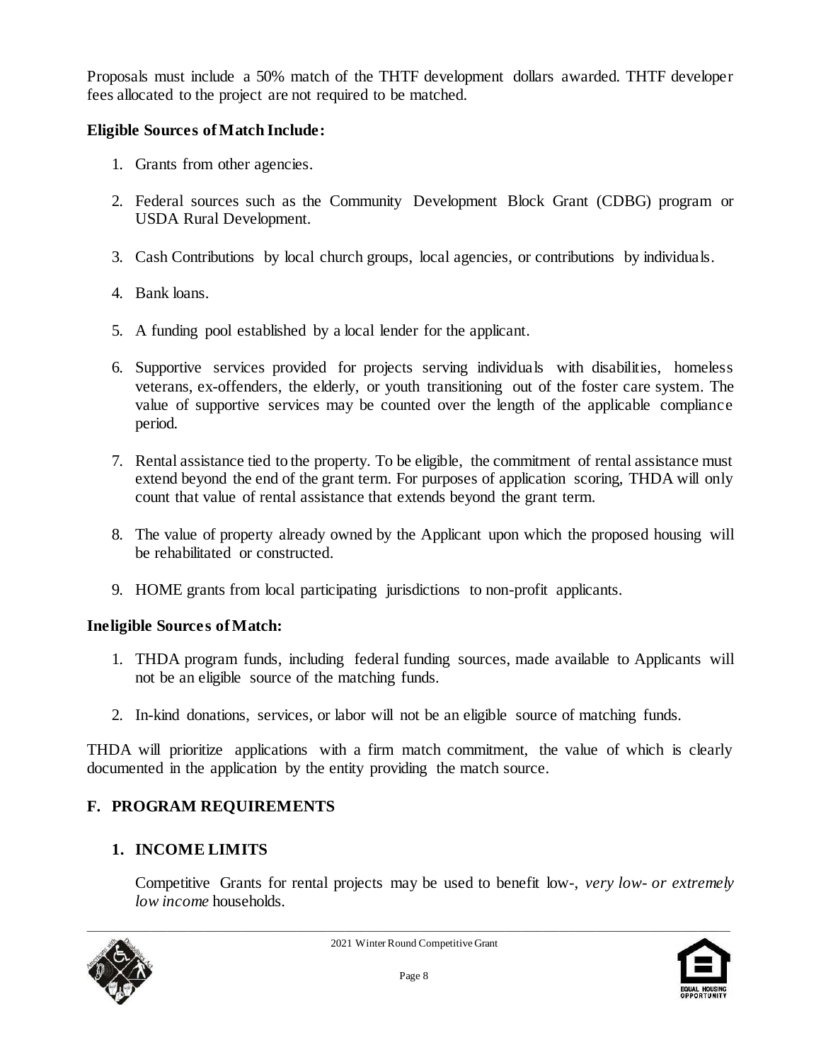Proposals must include a 50% match of the THTF development dollars awarded. THTF developer fees allocated to the project are not required to be matched.

**Eligible Sources of Match Include:**

1. Grants from other agencies.
2. Federal sources such as the Community Development Block Grant (CDBG) program or USDA Rural Development.
3. Cash Contributions by local church groups, local agencies, or contributions by individuals.
4. Bank loans.
5. A funding pool established by a local lender for the applicant.
6. Supportive services provided for projects serving individuals with disabilities, homeless veterans, ex-offenders, the elderly, or youth transitioning out of the foster care system. The value of supportive services may be counted over the length of the applicable compliance period.
7. Rental assistance tied to the property. To be eligible, the commitment of rental assistance must extend beyond the end of the grant term. For purposes of application scoring, THDA will only count that value of rental assistance that extends beyond the grant term.
8. The value of property already owned by the Applicant upon which the proposed housing will be rehabilitated or constructed.
9. HOME grants from local participating jurisdictions to non-profit applicants.

**Ineligible Sources of Match:**

1. THDA program funds, including federal funding sources, made available to Applicants will not be an eligible source of the matching funds.
2. In-kind donations, services, or labor will not be an eligible source of matching funds.

THDA will prioritize applications with a firm match commitment, the value of which is clearly documented in the application by the entity providing the match source.

## F. PROGRAM REQUIREMENTS

### 1. INCOME LIMITS

Competitive Grants for rental projects may be used to benefit low-, *very low- or extremely low income* households.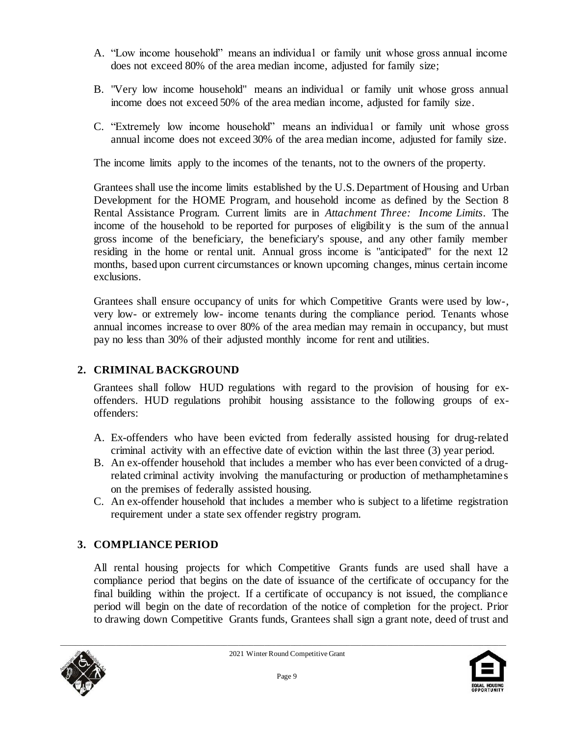A. "Low income household" means an individual or family unit whose gross annual income does not exceed 80% of the area median income, adjusted for family size;

B. "Very low income household" means an individual or family unit whose gross annual income does not exceed 50% of the area median income, adjusted for family size.

C. "Extremely low income household" means an individual or family unit whose gross annual income does not exceed 30% of the area median income, adjusted for family size.

The income limits apply to the incomes of the tenants, not to the owners of the property.

Grantees shall use the income limits established by the U.S. Department of Housing and Urban Development for the HOME Program, and household income as defined by the Section 8 Rental Assistance Program. Current limits are in *Attachment Three: Income Limits*. The income of the household to be reported for purposes of eligibility is the sum of the annual gross income of the beneficiary, the beneficiary's spouse, and any other family member residing in the home or rental unit. Annual gross income is "anticipated" for the next 12 months, based upon current circumstances or known upcoming changes, minus certain income exclusions.

Grantees shall ensure occupancy of units for which Competitive Grants were used by low-, very low- or extremely low- income tenants during the compliance period. Tenants whose annual incomes increase to over 80% of the area median may remain in occupancy, but must pay no less than 30% of their adjusted monthly income for rent and utilities.

## 2. CRIMINAL BACKGROUND

Grantees shall follow HUD regulations with regard to the provision of housing for ex-offenders. HUD regulations prohibit housing assistance to the following groups of ex-offenders:

A. Ex-offenders who have been evicted from federally assisted housing for drug-related criminal activity with an effective date of eviction within the last three (3) year period.
B. An ex-offender household that includes a member who has ever been convicted of a drug-related criminal activity involving the manufacturing or production of methamphetamines on the premises of federally assisted housing.
C. An ex-offender household that includes a member who is subject to a lifetime registration requirement under a state sex offender registry program.

## 3. COMPLIANCE PERIOD

All rental housing projects for which Competitive Grants funds are used shall have a compliance period that begins on the date of issuance of the certificate of occupancy for the final building within the project. If a certificate of occupancy is not issued, the compliance period will begin on the date of recordation of the notice of completion for the project. Prior to drawing down Competitive Grants funds, Grantees shall sign a grant note, deed of trust and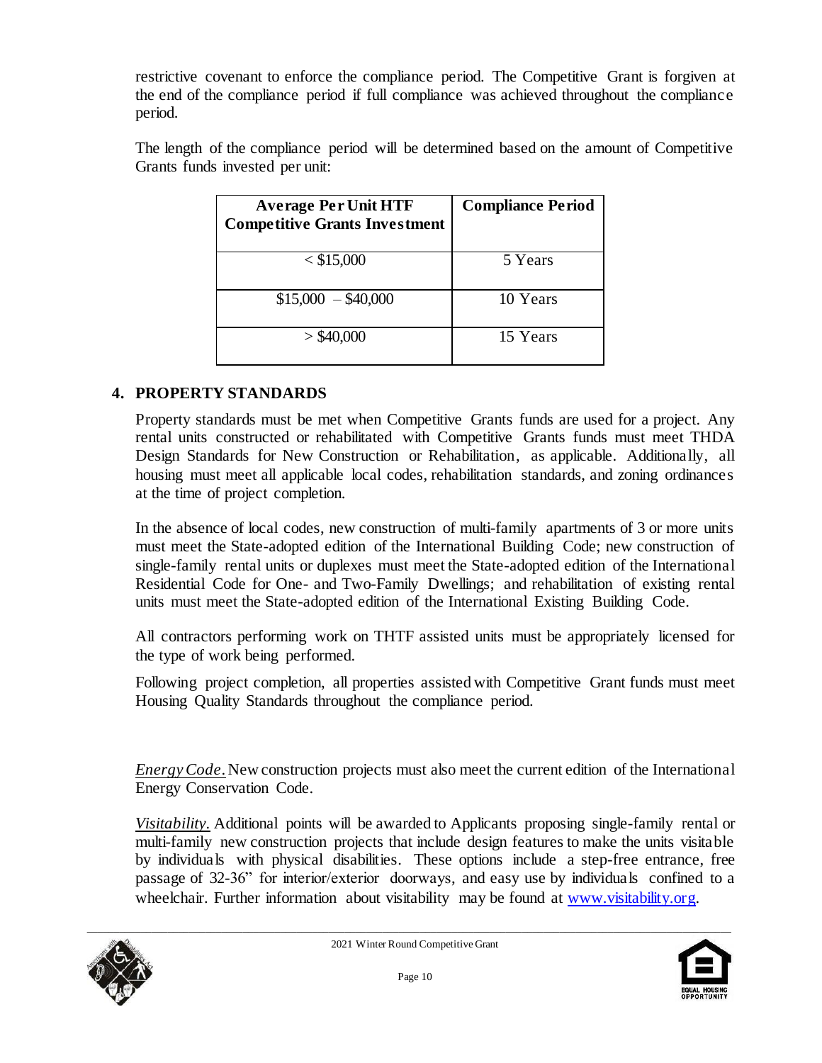restrictive covenant to enforce the compliance period. The Competitive Grant is forgiven at the end of the compliance period if full compliance was achieved throughout the compliance period.

The length of the compliance period will be determined based on the amount of Competitive Grants funds invested per unit:

| Average Per Unit HTF Competitive Grants Investment | Compliance Period |
|---|---|
| < $15,000 | 5 Years |
| $15,000 – $40,000 | 10 Years |
| > $40,000 | 15 Years |

## 4. PROPERTY STANDARDS

Property standards must be met when Competitive Grants funds are used for a project. Any rental units constructed or rehabilitated with Competitive Grants funds must meet THDA Design Standards for New Construction or Rehabilitation, as applicable. Additionally, all housing must meet all applicable local codes, rehabilitation standards, and zoning ordinances at the time of project completion.

In the absence of local codes, new construction of multi-family apartments of 3 or more units must meet the State-adopted edition of the International Building Code; new construction of single-family rental units or duplexes must meet the State-adopted edition of the International Residential Code for One- and Two-Family Dwellings; and rehabilitation of existing rental units must meet the State-adopted edition of the International Existing Building Code.

All contractors performing work on THTF assisted units must be appropriately licensed for the type of work being performed.

Following project completion, all properties assisted with Competitive Grant funds must meet Housing Quality Standards throughout the compliance period.

*Energy Code*. New construction projects must also meet the current edition of the International Energy Conservation Code.

*Visitability*. Additional points will be awarded to Applicants proposing single-family rental or multi-family new construction projects that include design features to make the units visitable by individuals with physical disabilities. These options include a step-free entrance, free passage of 32-36" for interior/exterior doorways, and easy use by individuals confined to a wheelchair. Further information about visitability may be found at [www.visitability.org](http://www.visitability.org).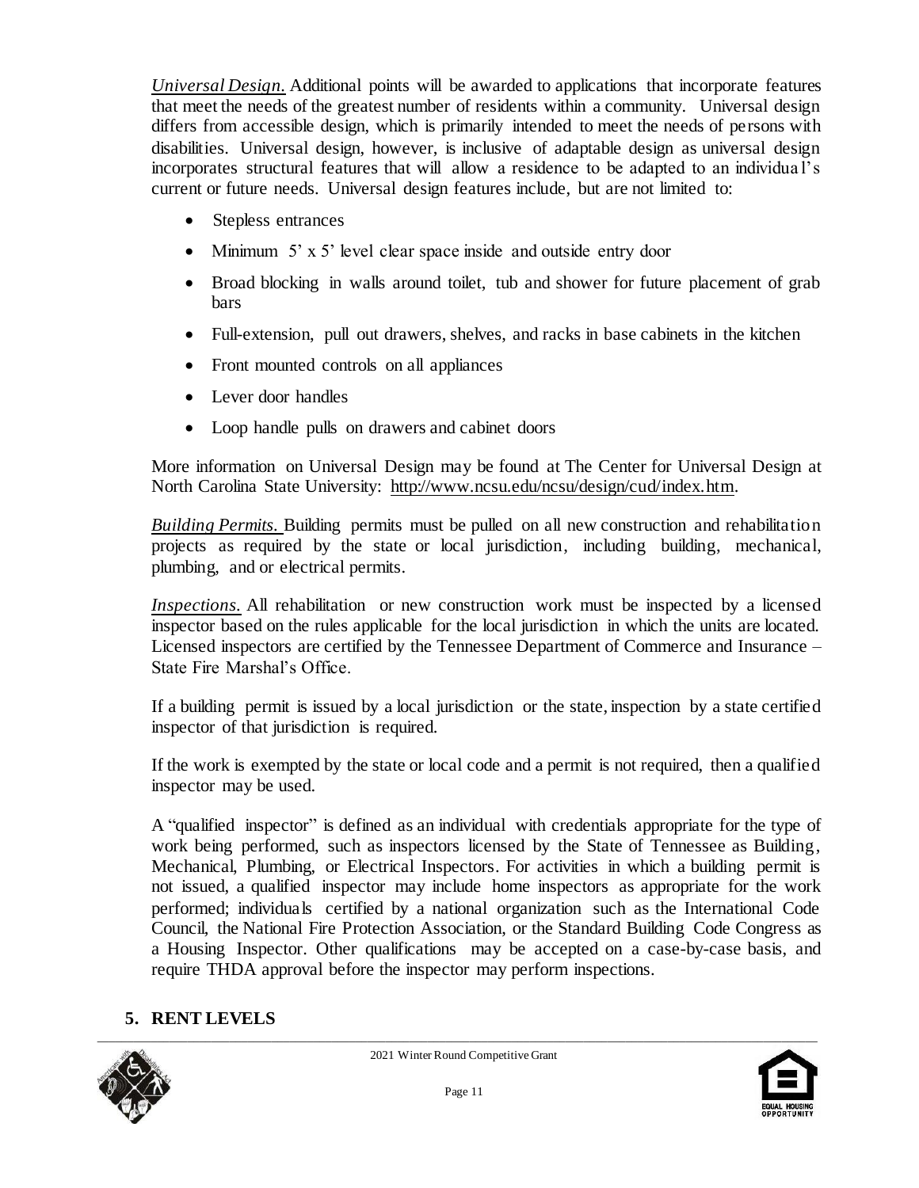*Universal Design.* Additional points will be awarded to applications that incorporate features that meet the needs of the greatest number of residents within a community. Universal design differs from accessible design, which is primarily intended to meet the needs of persons with disabilities. Universal design, however, is inclusive of adaptable design as universal design incorporates structural features that will allow a residence to be adapted to an individual's current or future needs. Universal design features include, but are not limited to:

- Stepless entrances
- Minimum 5' x 5' level clear space inside and outside entry door
- Broad blocking in walls around toilet, tub and shower for future placement of grab bars
- Full-extension, pull out drawers, shelves, and racks in base cabinets in the kitchen
- Front mounted controls on all appliances
- Lever door handles
- Loop handle pulls on drawers and cabinet doors

More information on Universal Design may be found at The Center for Universal Design at North Carolina State University: http://www.ncsu.edu/ncsu/design/cud/index.htm.

*Building Permits.* Building permits must be pulled on all new construction and rehabilitation projects as required by the state or local jurisdiction, including building, mechanical, plumbing, and or electrical permits.

*Inspections.* All rehabilitation or new construction work must be inspected by a licensed inspector based on the rules applicable for the local jurisdiction in which the units are located. Licensed inspectors are certified by the Tennessee Department of Commerce and Insurance – State Fire Marshal's Office.

If a building permit is issued by a local jurisdiction or the state, inspection by a state certified inspector of that jurisdiction is required.

If the work is exempted by the state or local code and a permit is not required, then a qualified inspector may be used.

A "qualified inspector" is defined as an individual with credentials appropriate for the type of work being performed, such as inspectors licensed by the State of Tennessee as Building, Mechanical, Plumbing, or Electrical Inspectors. For activities in which a building permit is not issued, a qualified inspector may include home inspectors as appropriate for the work performed; individuals certified by a national organization such as the International Code Council, the National Fire Protection Association, or the Standard Building Code Congress as a Housing Inspector. Other qualifications may be accepted on a case-by-case basis, and require THDA approval before the inspector may perform inspections.

## 5. RENT LEVELS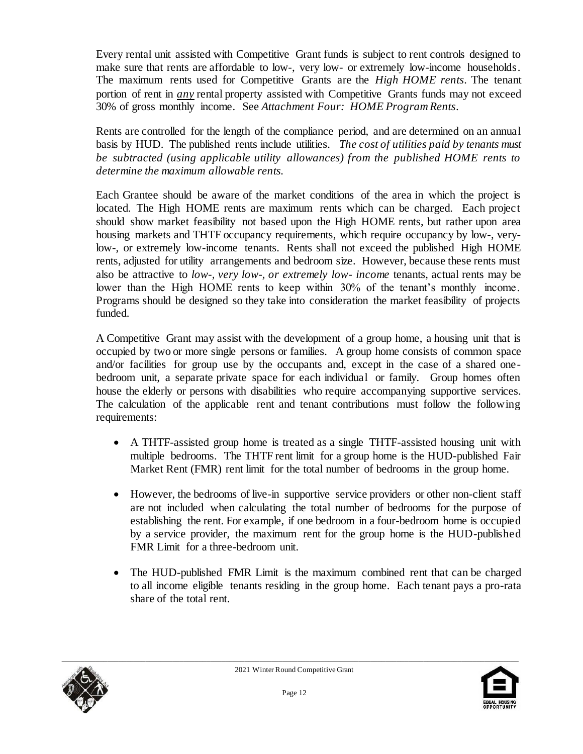Every rental unit assisted with Competitive Grant funds is subject to rent controls designed to make sure that rents are affordable to low-, very low- or extremely low-income households. The maximum rents used for Competitive Grants are the *High HOME rents*. The tenant portion of rent in ***any*** rental property assisted with Competitive Grants funds may not exceed 30% of gross monthly income. See *Attachment Four: HOME Program Rents*.

Rents are controlled for the length of the compliance period, and are determined on an annual basis by HUD. The published rents include utilities. *The cost of utilities paid by tenants must be subtracted (using applicable utility allowances) from the published HOME rents to determine the maximum allowable rents.*

Each Grantee should be aware of the market conditions of the area in which the project is located. The High HOME rents are maximum rents which can be charged. Each project should show market feasibility not based upon the High HOME rents, but rather upon area housing markets and THTF occupancy requirements, which require occupancy by low-, very-low-, or extremely low-income tenants. Rents shall not exceed the published High HOME rents, adjusted for utility arrangements and bedroom size. However, because these rents must also be attractive to *low-, very low-, or extremely low- income* tenants, actual rents may be lower than the High HOME rents to keep within 30% of the tenant's monthly income. Programs should be designed so they take into consideration the market feasibility of projects funded.

A Competitive Grant may assist with the development of a group home, a housing unit that is occupied by two or more single persons or families. A group home consists of common space and/or facilities for group use by the occupants and, except in the case of a shared one-bedroom unit, a separate private space for each individual or family. Group homes often house the elderly or persons with disabilities who require accompanying supportive services. The calculation of the applicable rent and tenant contributions must follow the following requirements:

- A THTF-assisted group home is treated as a single THTF-assisted housing unit with multiple bedrooms. The THTF rent limit for a group home is the HUD-published Fair Market Rent (FMR) rent limit for the total number of bedrooms in the group home.
- However, the bedrooms of live-in supportive service providers or other non-client staff are not included when calculating the total number of bedrooms for the purpose of establishing the rent. For example, if one bedroom in a four-bedroom home is occupied by a service provider, the maximum rent for the group home is the HUD-published FMR Limit for a three-bedroom unit.
- The HUD-published FMR Limit is the maximum combined rent that can be charged to all income eligible tenants residing in the group home. Each tenant pays a pro-rata share of the total rent.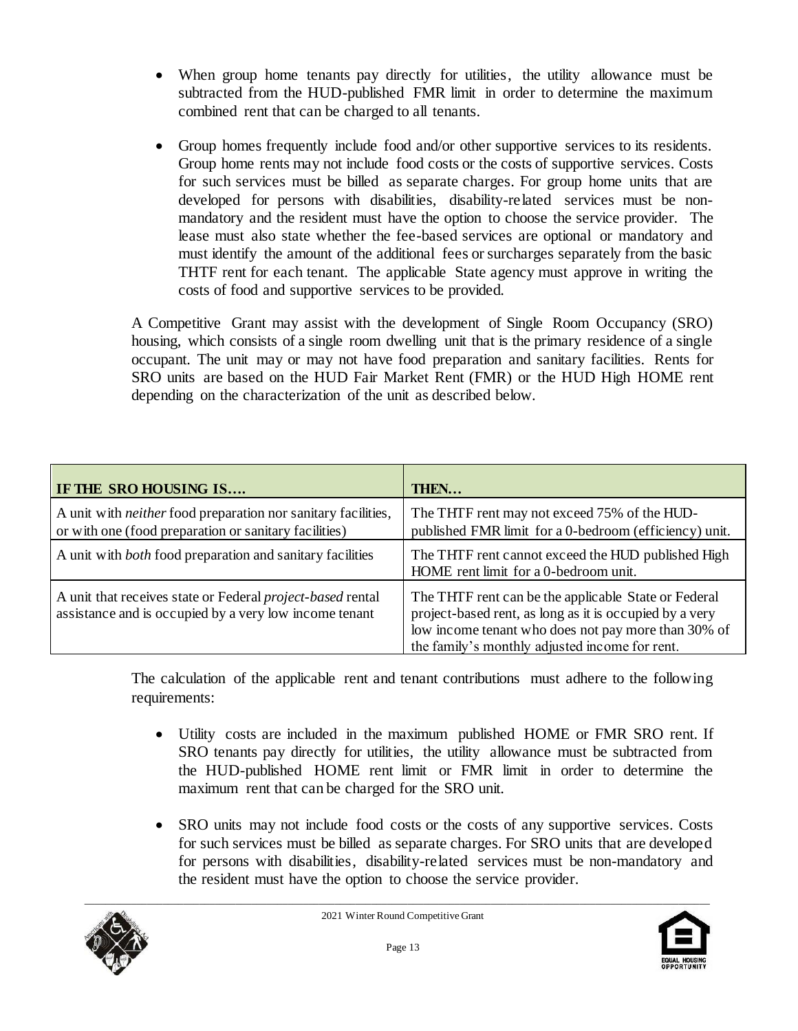- When group home tenants pay directly for utilities, the utility allowance must be subtracted from the HUD-published FMR limit in order to determine the maximum combined rent that can be charged to all tenants.

- Group homes frequently include food and/or other supportive services to its residents. Group home rents may not include food costs or the costs of supportive services. Costs for such services must be billed as separate charges. For group home units that are developed for persons with disabilities, disability-related services must be non-mandatory and the resident must have the option to choose the service provider. The lease must also state whether the fee-based services are optional or mandatory and must identify the amount of the additional fees or surcharges separately from the basic THTF rent for each tenant. The applicable State agency must approve in writing the costs of food and supportive services to be provided.

A Competitive Grant may assist with the development of Single Room Occupancy (SRO) housing, which consists of a single room dwelling unit that is the primary residence of a single occupant. The unit may or may not have food preparation and sanitary facilities. Rents for SRO units are based on the HUD Fair Market Rent (FMR) or the HUD High HOME rent depending on the characterization of the unit as described below.

| **IF THE SRO HOUSING IS….** | **THEN…** |
|---|---|
| A unit with *neither* food preparation nor sanitary facilities, or with one (food preparation or sanitary facilities) | The THTF rent may not exceed 75% of the HUD-published FMR limit for a 0-bedroom (efficiency) unit. |
| A unit with *both* food preparation and sanitary facilities | The THTF rent cannot exceed the HUD published High HOME rent limit for a 0-bedroom unit. |
| A unit that receives state or Federal *project-based* rental assistance and is occupied by a very low income tenant | The THTF rent can be the applicable State or Federal project-based rent, as long as it is occupied by a very low income tenant who does not pay more than 30% of the family's monthly adjusted income for rent. |

The calculation of the applicable rent and tenant contributions must adhere to the following requirements:

- Utility costs are included in the maximum published HOME or FMR SRO rent. If SRO tenants pay directly for utilities, the utility allowance must be subtracted from the HUD-published HOME rent limit or FMR limit in order to determine the maximum rent that can be charged for the SRO unit.

- SRO units may not include food costs or the costs of any supportive services. Costs for such services must be billed as separate charges. For SRO units that are developed for persons with disabilities, disability-related services must be non-mandatory and the resident must have the option to choose the service provider.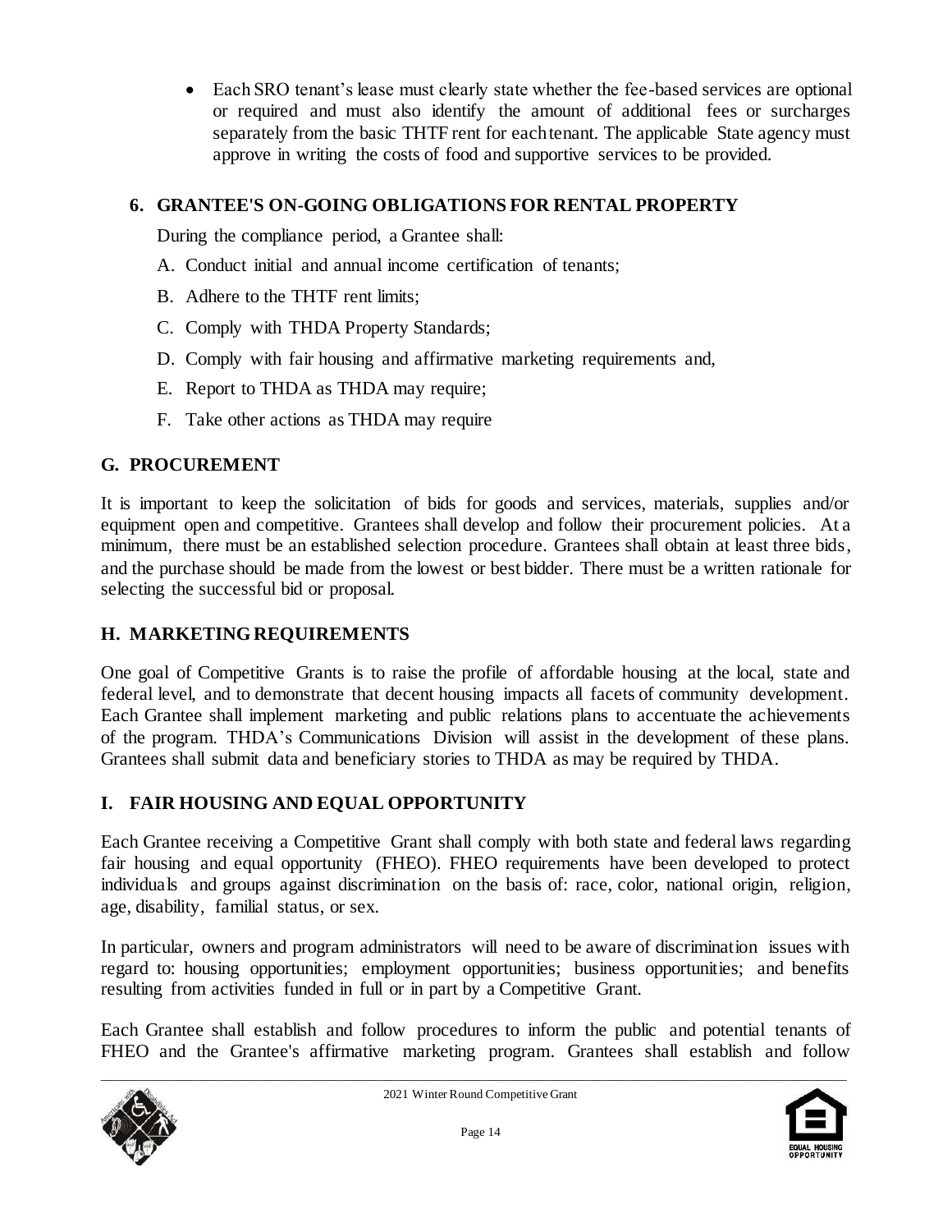- Each SRO tenant's lease must clearly state whether the fee-based services are optional or required and must also identify the amount of additional fees or surcharges separately from the basic THTF rent for each tenant. The applicable State agency must approve in writing the costs of food and supportive services to be provided.

### 6. GRANTEE'S ON-GOING OBLIGATIONS FOR RENTAL PROPERTY

During the compliance period, a Grantee shall:

A. Conduct initial and annual income certification of tenants;

B. Adhere to the THTF rent limits;

C. Comply with THDA Property Standards;

D. Comply with fair housing and affirmative marketing requirements and,

E. Report to THDA as THDA may require;

F. Take other actions as THDA may require

## G. PROCUREMENT

It is important to keep the solicitation of bids for goods and services, materials, supplies and/or equipment open and competitive. Grantees shall develop and follow their procurement policies. At a minimum, there must be an established selection procedure. Grantees shall obtain at least three bids, and the purchase should be made from the lowest or best bidder. There must be a written rationale for selecting the successful bid or proposal.

## H. MARKETING REQUIREMENTS

One goal of Competitive Grants is to raise the profile of affordable housing at the local, state and federal level, and to demonstrate that decent housing impacts all facets of community development. Each Grantee shall implement marketing and public relations plans to accentuate the achievements of the program. THDA's Communications Division will assist in the development of these plans. Grantees shall submit data and beneficiary stories to THDA as may be required by THDA.

## I. FAIR HOUSING AND EQUAL OPPORTUNITY

Each Grantee receiving a Competitive Grant shall comply with both state and federal laws regarding fair housing and equal opportunity (FHEO). FHEO requirements have been developed to protect individuals and groups against discrimination on the basis of: race, color, national origin, religion, age, disability, familial status, or sex.

In particular, owners and program administrators will need to be aware of discrimination issues with regard to: housing opportunities; employment opportunities; business opportunities; and benefits resulting from activities funded in full or in part by a Competitive Grant.

Each Grantee shall establish and follow procedures to inform the public and potential tenants of FHEO and the Grantee's affirmative marketing program. Grantees shall establish and follow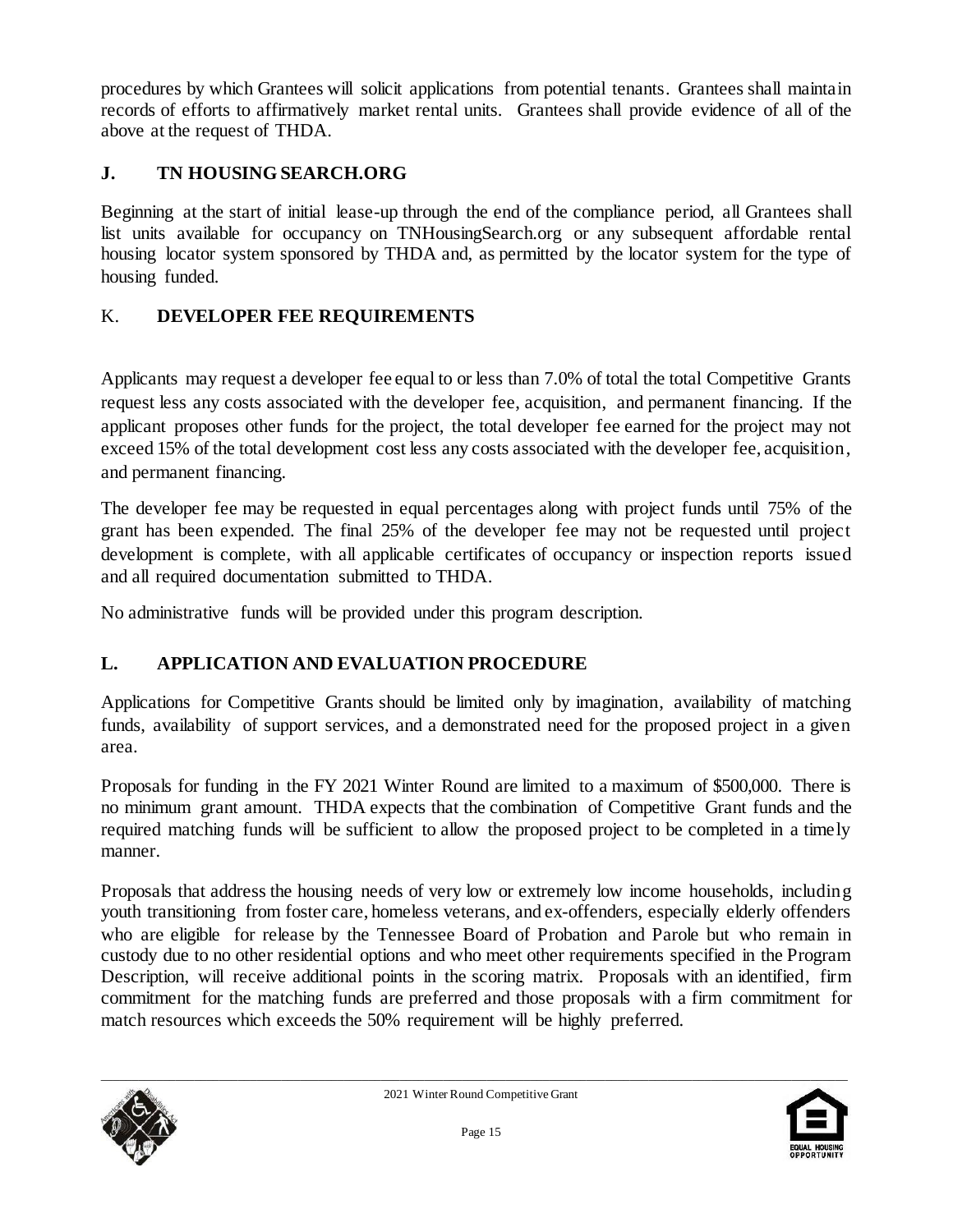procedures by which Grantees will solicit applications from potential tenants. Grantees shall maintain records of efforts to affirmatively market rental units. Grantees shall provide evidence of all of the above at the request of THDA.

## J. TN HOUSING SEARCH.ORG

Beginning at the start of initial lease-up through the end of the compliance period, all Grantees shall list units available for occupancy on TNHousingSearch.org or any subsequent affordable rental housing locator system sponsored by THDA and, as permitted by the locator system for the type of housing funded.

## K. DEVELOPER FEE REQUIREMENTS

Applicants may request a developer fee equal to or less than 7.0% of total the total Competitive Grants request less any costs associated with the developer fee, acquisition, and permanent financing. If the applicant proposes other funds for the project, the total developer fee earned for the project may not exceed 15% of the total development cost less any costs associated with the developer fee, acquisition, and permanent financing.

The developer fee may be requested in equal percentages along with project funds until 75% of the grant has been expended. The final 25% of the developer fee may not be requested until project development is complete, with all applicable certificates of occupancy or inspection reports issued and all required documentation submitted to THDA.

No administrative funds will be provided under this program description.

## L. APPLICATION AND EVALUATION PROCEDURE

Applications for Competitive Grants should be limited only by imagination, availability of matching funds, availability of support services, and a demonstrated need for the proposed project in a given area.

Proposals for funding in the FY 2021 Winter Round are limited to a maximum of $500,000. There is no minimum grant amount. THDA expects that the combination of Competitive Grant funds and the required matching funds will be sufficient to allow the proposed project to be completed in a timely manner.

Proposals that address the housing needs of very low or extremely low income households, including youth transitioning from foster care, homeless veterans, and ex-offenders, especially elderly offenders who are eligible for release by the Tennessee Board of Probation and Parole but who remain in custody due to no other residential options and who meet other requirements specified in the Program Description, will receive additional points in the scoring matrix. Proposals with an identified, firm commitment for the matching funds are preferred and those proposals with a firm commitment for match resources which exceeds the 50% requirement will be highly preferred.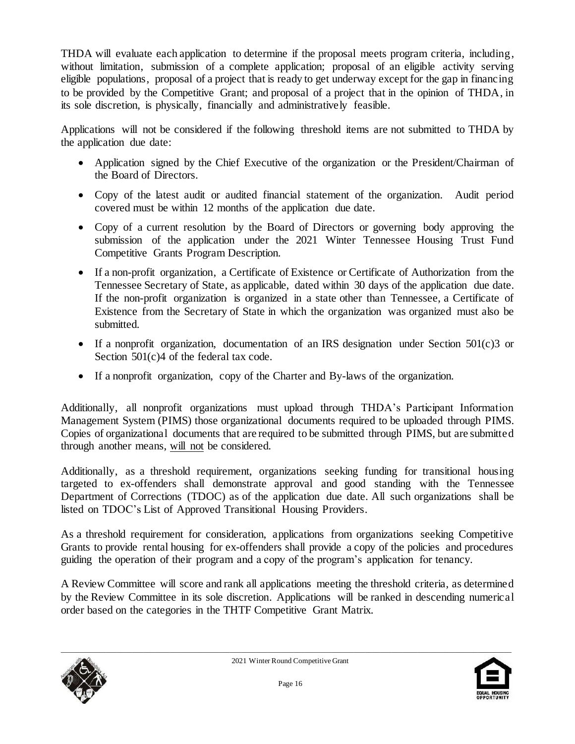THDA will evaluate each application to determine if the proposal meets program criteria, including, without limitation, submission of a complete application; proposal of an eligible activity serving eligible populations, proposal of a project that is ready to get underway except for the gap in financing to be provided by the Competitive Grant; and proposal of a project that in the opinion of THDA, in its sole discretion, is physically, financially and administratively feasible.

Applications will not be considered if the following threshold items are not submitted to THDA by the application due date:

- Application signed by the Chief Executive of the organization or the President/Chairman of the Board of Directors.
- Copy of the latest audit or audited financial statement of the organization. Audit period covered must be within 12 months of the application due date.
- Copy of a current resolution by the Board of Directors or governing body approving the submission of the application under the 2021 Winter Tennessee Housing Trust Fund Competitive Grants Program Description.
- If a non-profit organization, a Certificate of Existence or Certificate of Authorization from the Tennessee Secretary of State, as applicable, dated within 30 days of the application due date. If the non-profit organization is organized in a state other than Tennessee, a Certificate of Existence from the Secretary of State in which the organization was organized must also be submitted.
- If a nonprofit organization, documentation of an IRS designation under Section 501(c)3 or Section 501(c)4 of the federal tax code.
- If a nonprofit organization, copy of the Charter and By-laws of the organization.

Additionally, all nonprofit organizations must upload through THDA's Participant Information Management System (PIMS) those organizational documents required to be uploaded through PIMS. Copies of organizational documents that are required to be submitted through PIMS, but are submitted through another means, <u>will not</u> be considered.

Additionally, as a threshold requirement, organizations seeking funding for transitional housing targeted to ex-offenders shall demonstrate approval and good standing with the Tennessee Department of Corrections (TDOC) as of the application due date. All such organizations shall be listed on TDOC's List of Approved Transitional Housing Providers.

As a threshold requirement for consideration, applications from organizations seeking Competitive Grants to provide rental housing for ex-offenders shall provide a copy of the policies and procedures guiding the operation of their program and a copy of the program's application for tenancy.

A Review Committee will score and rank all applications meeting the threshold criteria, as determined by the Review Committee in its sole discretion. Applications will be ranked in descending numerical order based on the categories in the THTF Competitive Grant Matrix.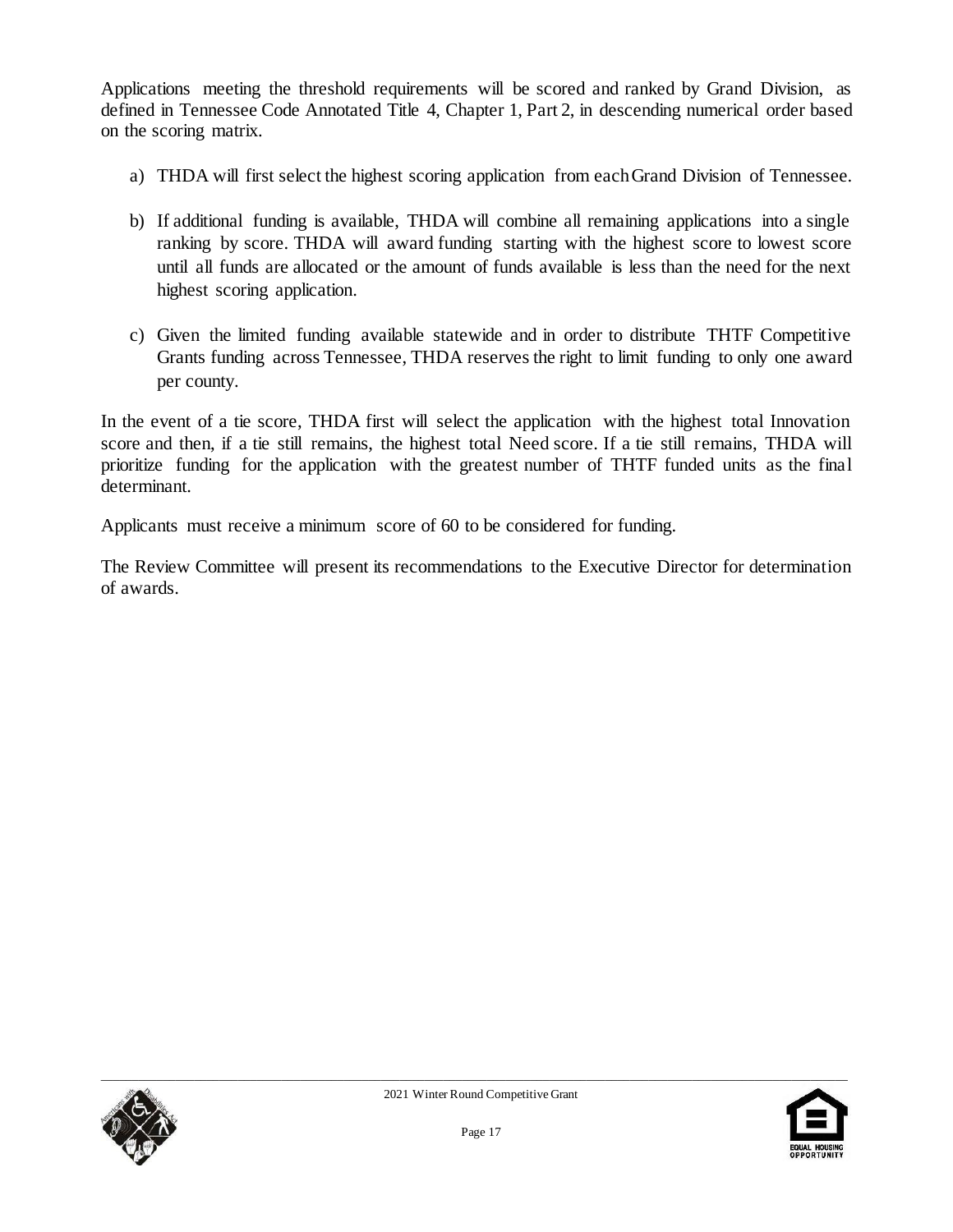Applications meeting the threshold requirements will be scored and ranked by Grand Division, as defined in Tennessee Code Annotated Title 4, Chapter 1, Part 2, in descending numerical order based on the scoring matrix.

a) THDA will first select the highest scoring application from each Grand Division of Tennessee.

b) If additional funding is available, THDA will combine all remaining applications into a single ranking by score. THDA will award funding starting with the highest score to lowest score until all funds are allocated or the amount of funds available is less than the need for the next highest scoring application.

c) Given the limited funding available statewide and in order to distribute THTF Competitive Grants funding across Tennessee, THDA reserves the right to limit funding to only one award per county.

In the event of a tie score, THDA first will select the application with the highest total Innovation score and then, if a tie still remains, the highest total Need score. If a tie still remains, THDA will prioritize funding for the application with the greatest number of THTF funded units as the final determinant.

Applicants must receive a minimum score of 60 to be considered for funding.

The Review Committee will present its recommendations to the Executive Director for determination of awards.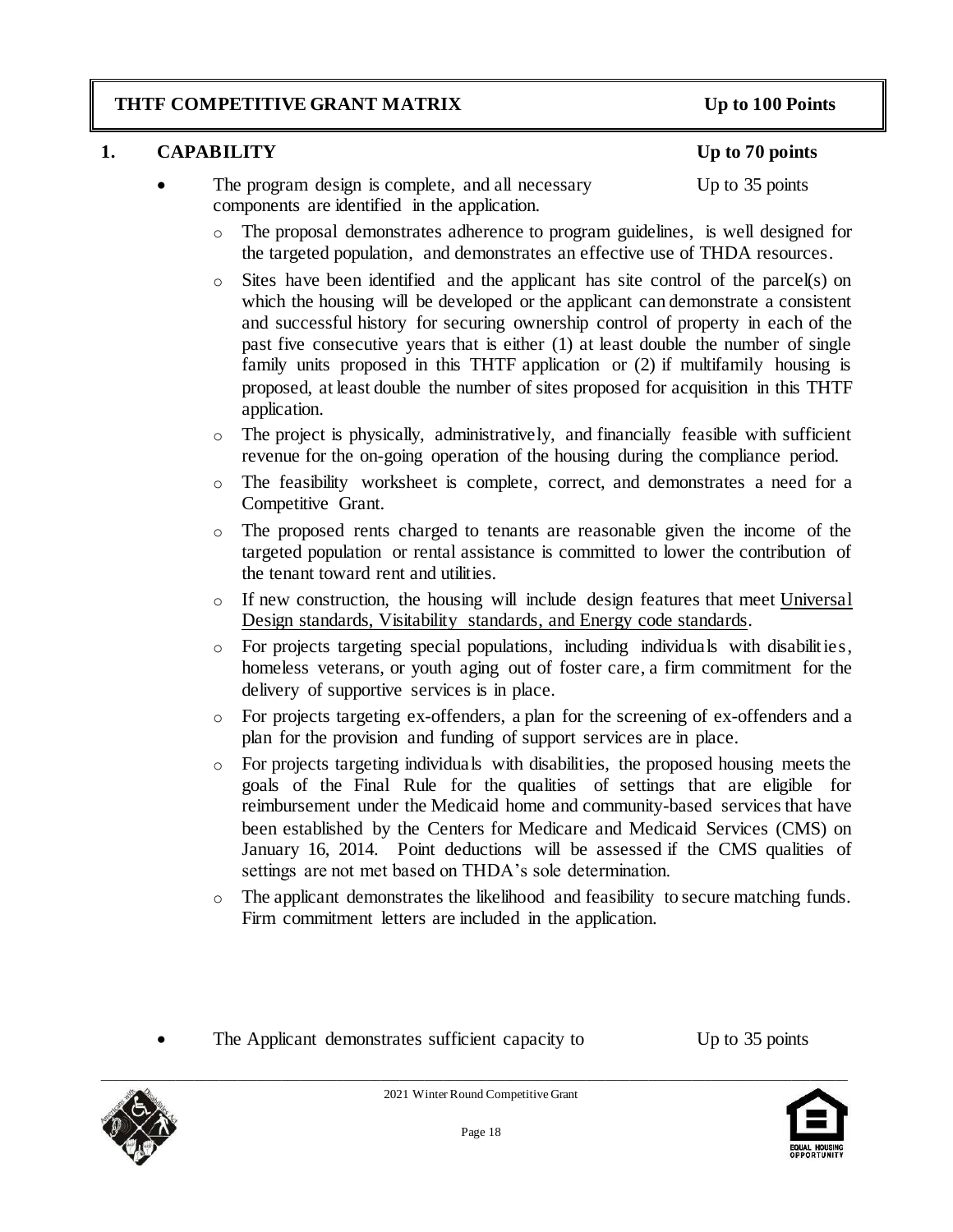## THTF COMPETITIVE GRANT MATRIX — Up to 100 Points

### 1. CAPABILITY — Up to 70 points

- The program design is complete, and all necessary components are identified in the application. — Up to 35 points
  - The proposal demonstrates adherence to program guidelines, is well designed for the targeted population, and demonstrates an effective use of THDA resources.
  - Sites have been identified and the applicant has site control of the parcel(s) on which the housing will be developed or the applicant can demonstrate a consistent and successful history for securing ownership control of property in each of the past five consecutive years that is either (1) at least double the number of single family units proposed in this THTF application or (2) if multifamily housing is proposed, at least double the number of sites proposed for acquisition in this THTF application.
  - The project is physically, administratively, and financially feasible with sufficient revenue for the on-going operation of the housing during the compliance period.
  - The feasibility worksheet is complete, correct, and demonstrates a need for a Competitive Grant.
  - The proposed rents charged to tenants are reasonable given the income of the targeted population or rental assistance is committed to lower the contribution of the tenant toward rent and utilities.
  - If new construction, the housing will include design features that meet Universal Design standards, Visitability standards, and Energy code standards.
  - For projects targeting special populations, including individuals with disabilities, homeless veterans, or youth aging out of foster care, a firm commitment for the delivery of supportive services is in place.
  - For projects targeting ex-offenders, a plan for the screening of ex-offenders and a plan for the provision and funding of support services are in place.
  - For projects targeting individuals with disabilities, the proposed housing meets the goals of the Final Rule for the qualities of settings that are eligible for reimbursement under the Medicaid home and community-based services that have been established by the Centers for Medicare and Medicaid Services (CMS) on January 16, 2014. Point deductions will be assessed if the CMS qualities of settings are not met based on THDA's sole determination.
  - The applicant demonstrates the likelihood and feasibility to secure matching funds. Firm commitment letters are included in the application.

- The Applicant demonstrates sufficient capacity to — Up to 35 points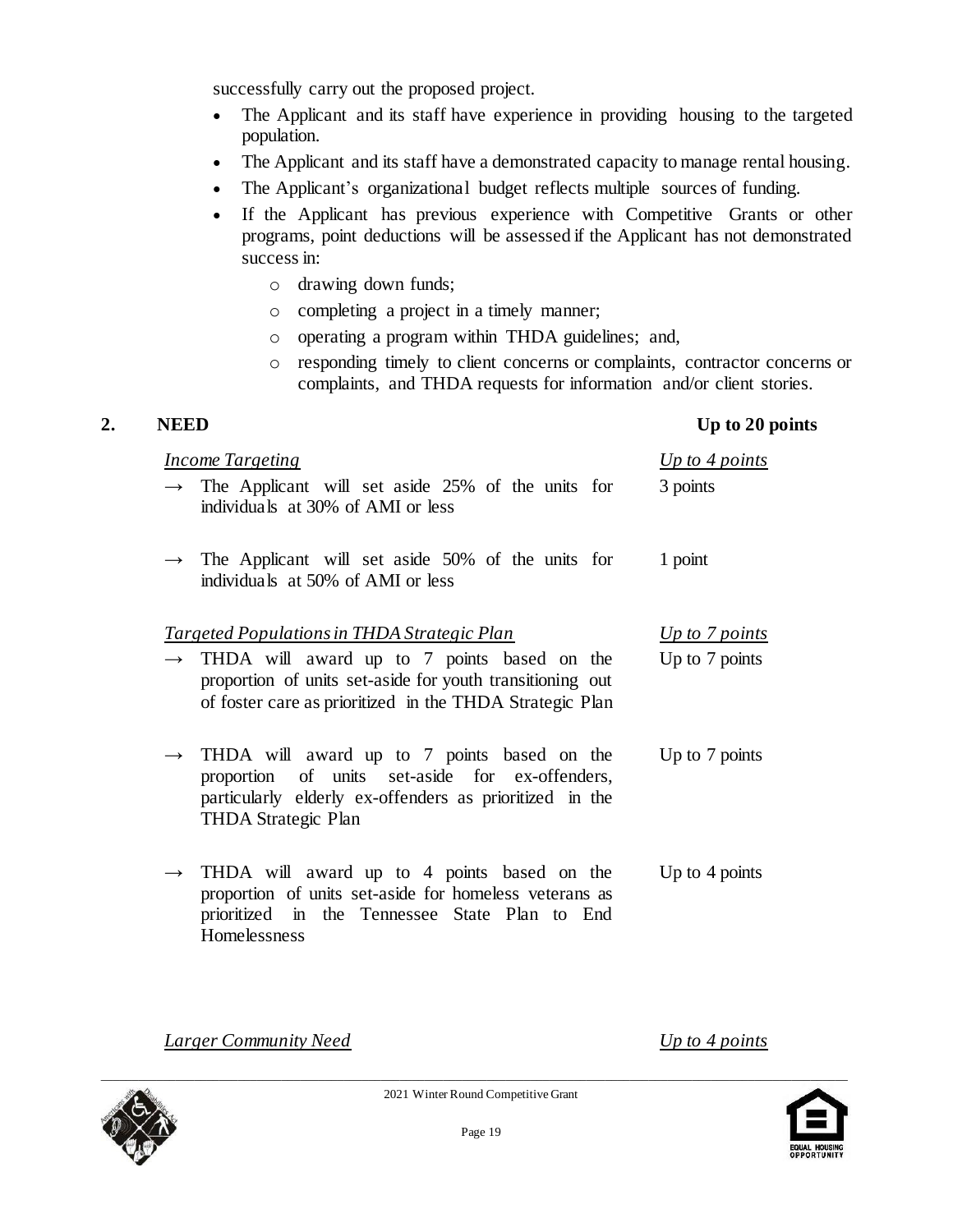successfully carry out the proposed project.

- The Applicant and its staff have experience in providing housing to the targeted population.
- The Applicant and its staff have a demonstrated capacity to manage rental housing.
- The Applicant's organizational budget reflects multiple sources of funding.
- If the Applicant has previous experience with Competitive Grants or other programs, point deductions will be assessed if the Applicant has not demonstrated success in:
  - drawing down funds;
  - completing a project in a timely manner;
  - operating a program within THDA guidelines; and,
  - responding timely to client concerns or complaints, contractor concerns or complaints, and THDA requests for information and/or client stories.

## 2. NEED — Up to 20 points

| *Income Targeting* | *Up to 4 points* |
|---|---|
| → The Applicant will set aside 25% of the units for individuals at 30% of AMI or less | 3 points |
| → The Applicant will set aside 50% of the units for individuals at 50% of AMI or less | 1 point |
| *Targeted Populations in THDA Strategic Plan* | *Up to 7 points* |
| → THDA will award up to 7 points based on the proportion of units set-aside for youth transitioning out of foster care as prioritized in the THDA Strategic Plan | Up to 7 points |
| → THDA will award up to 7 points based on the proportion of units set-aside for ex-offenders, particularly elderly ex-offenders as prioritized in the THDA Strategic Plan | Up to 7 points |
| → THDA will award up to 4 points based on the proportion of units set-aside for homeless veterans as prioritized in the Tennessee State Plan to End Homelessness | Up to 4 points |
| *Larger Community Need* | *Up to 4 points* |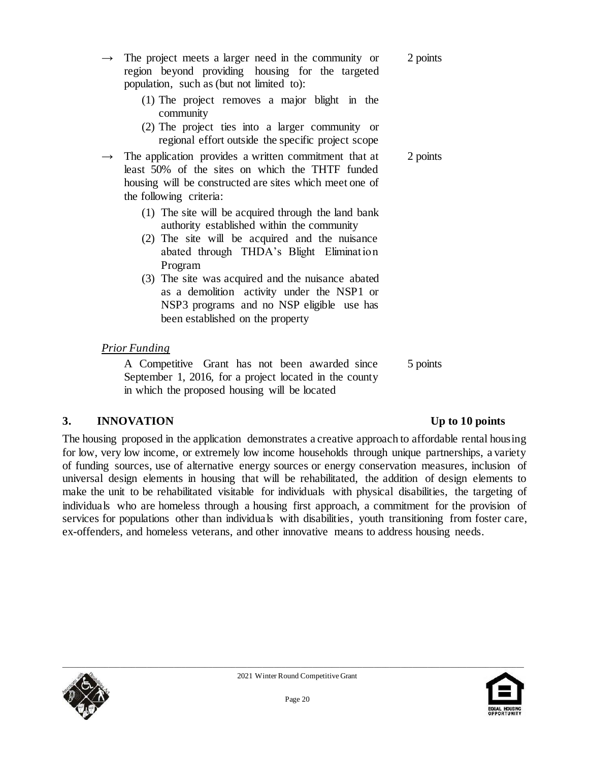→ The project meets a larger need in the community or region beyond providing housing for the targeted population, such as (but not limited to): — 2 points

(1) The project removes a major blight in the community
(2) The project ties into a larger community or regional effort outside the specific project scope

→ The application provides a written commitment that at least 50% of the sites on which the THTF funded housing will be constructed are sites which meet one of the following criteria: — 2 points

(1) The site will be acquired through the land bank authority established within the community
(2) The site will be acquired and the nuisance abated through THDA's Blight Elimination Program
(3) The site was acquired and the nuisance abated as a demolition activity under the NSP1 or NSP3 programs and no NSP eligible use has been established on the property

*Prior Funding*

A Competitive Grant has not been awarded since September 1, 2016, for a project located in the county in which the proposed housing will be located — 5 points

## 3. INNOVATION — Up to 10 points

The housing proposed in the application demonstrates a creative approach to affordable rental housing for low, very low income, or extremely low income households through unique partnerships, a variety of funding sources, use of alternative energy sources or energy conservation measures, inclusion of universal design elements in housing that will be rehabilitated, the addition of design elements to make the unit to be rehabilitated visitable for individuals with physical disabilities, the targeting of individuals who are homeless through a housing first approach, a commitment for the provision of services for populations other than individuals with disabilities, youth transitioning from foster care, ex-offenders, and homeless veterans, and other innovative means to address housing needs.